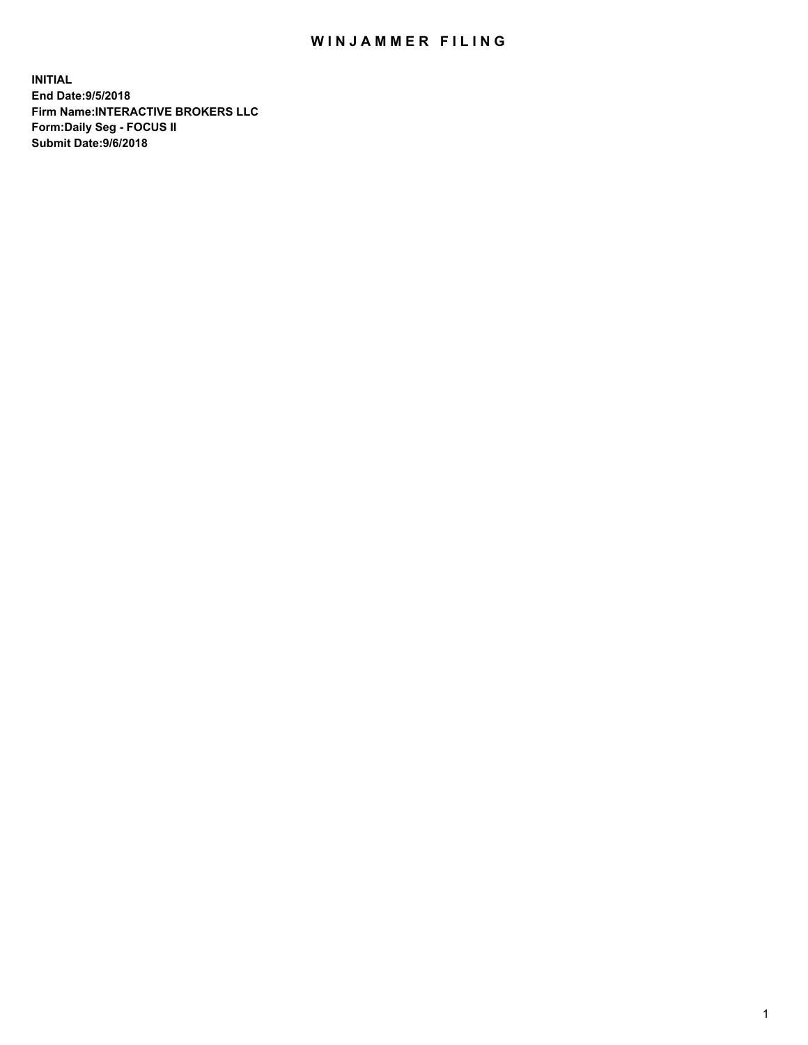# WINJAMMER FILING

**INITIAL**
**End Date:9/5/2018**
**Firm Name:INTERACTIVE BROKERS LLC**
**Form:Daily Seg - FOCUS II**
**Submit Date:9/6/2018**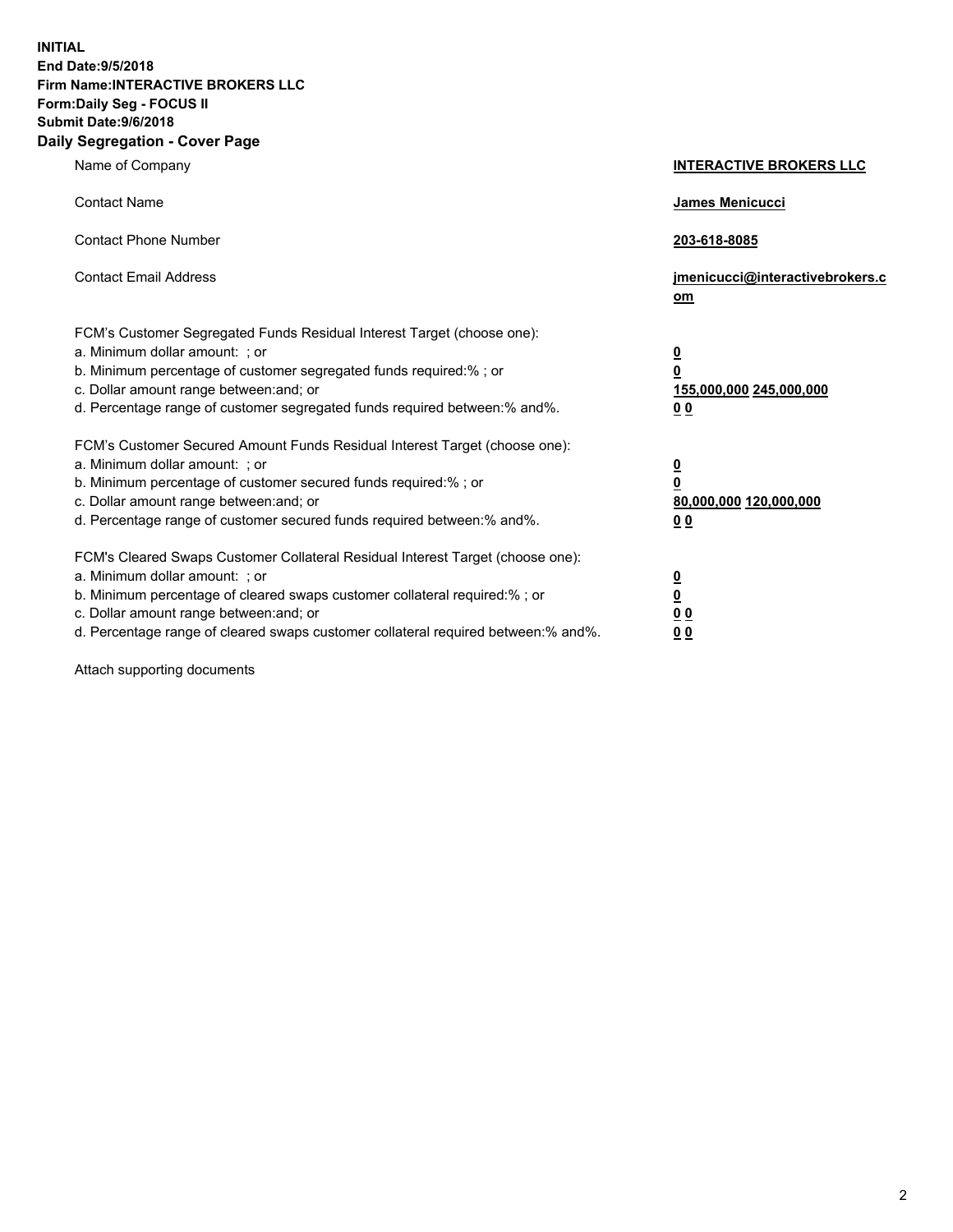**INITIAL**
**End Date:9/5/2018**
**Firm Name:INTERACTIVE BROKERS LLC**
**Form:Daily Seg - FOCUS II**
**Submit Date:9/6/2018**

## Daily Segregation - Cover Page

| | |
|---|---|
| Name of Company | **INTERACTIVE BROKERS LLC** |
| Contact Name | **James Menicucci** |
| Contact Phone Number | **203-618-8085** |
| Contact Email Address | **jmenicucci@interactivebrokers.com** |

FCM's Customer Segregated Funds Residual Interest Target (choose one):

| | |
|---|---|
| a. Minimum dollar amount: ; or | **0** |
| b. Minimum percentage of customer segregated funds required:% ; or | **0** |
| c. Dollar amount range between:and; or | **155,000,000 245,000,000** |
| d. Percentage range of customer segregated funds required between:% and%. | **0 0** |

FCM's Customer Secured Amount Funds Residual Interest Target (choose one):

| | |
|---|---|
| a. Minimum dollar amount: ; or | **0** |
| b. Minimum percentage of customer secured funds required:% ; or | **0** |
| c. Dollar amount range between:and; or | **80,000,000 120,000,000** |
| d. Percentage range of customer secured funds required between:% and%. | **0 0** |

FCM's Cleared Swaps Customer Collateral Residual Interest Target (choose one):

| | |
|---|---|
| a. Minimum dollar amount: ; or | **0** |
| b. Minimum percentage of cleared swaps customer collateral required:% ; or | **0** |
| c. Dollar amount range between:and; or | **0 0** |
| d. Percentage range of cleared swaps customer collateral required between:% and%. | **0 0** |

Attach supporting documents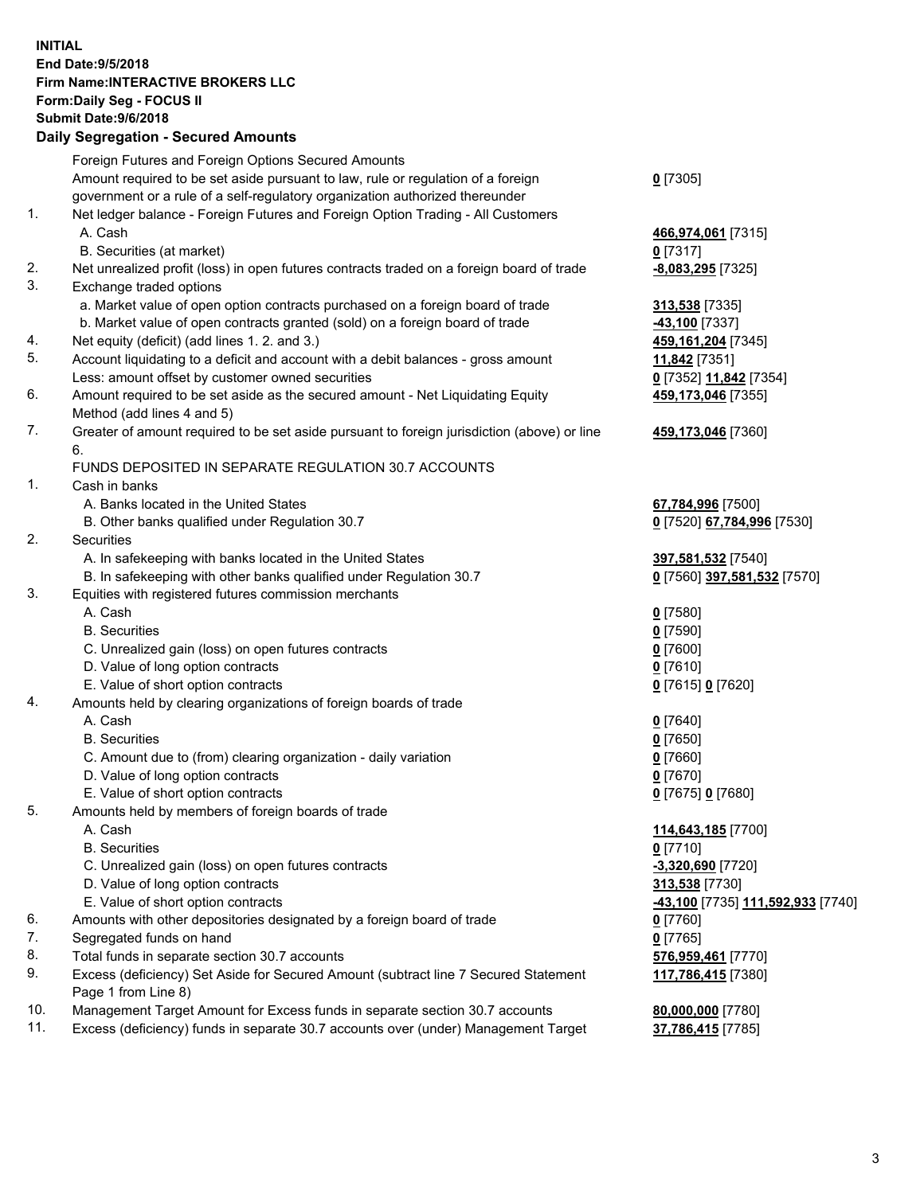**INITIAL**
**End Date:9/5/2018**
**Firm Name:INTERACTIVE BROKERS LLC**
**Form:Daily Seg - FOCUS II**
**Submit Date:9/6/2018**

## Daily Segregation - Secured Amounts

| | | |
|---|---|---|
| | Foreign Futures and Foreign Options Secured Amounts | |
| | Amount required to be set aside pursuant to law, rule or regulation of a foreign government or a rule of a self-regulatory organization authorized thereunder | **0** [7305] |
| 1. | Net ledger balance - Foreign Futures and Foreign Option Trading - All Customers | |
| | A. Cash | **466,974,061** [7315] |
| | B. Securities (at market) | **0** [7317] |
| 2. | Net unrealized profit (loss) in open futures contracts traded on a foreign board of trade | **-8,083,295** [7325] |
| 3. | Exchange traded options | |
| | a. Market value of open option contracts purchased on a foreign board of trade | **313,538** [7335] |
| | b. Market value of open contracts granted (sold) on a foreign board of trade | **-43,100** [7337] |
| 4. | Net equity (deficit) (add lines 1. 2. and 3.) | **459,161,204** [7345] |
| 5. | Account liquidating to a deficit and account with a debit balances - gross amount | **11,842** [7351] |
| | Less: amount offset by customer owned securities | **0** [7352] **11,842** [7354] |
| 6. | Amount required to be set aside as the secured amount - Net Liquidating Equity Method (add lines 4 and 5) | **459,173,046** [7355] |
| 7. | Greater of amount required to be set aside pursuant to foreign jurisdiction (above) or line 6. | **459,173,046** [7360] |
| | FUNDS DEPOSITED IN SEPARATE REGULATION 30.7 ACCOUNTS | |
| 1. | Cash in banks | |
| | A. Banks located in the United States | **67,784,996** [7500] |
| | B. Other banks qualified under Regulation 30.7 | **0** [7520] **67,784,996** [7530] |
| 2. | Securities | |
| | A. In safekeeping with banks located in the United States | **397,581,532** [7540] |
| | B. In safekeeping with other banks qualified under Regulation 30.7 | **0** [7560] **397,581,532** [7570] |
| 3. | Equities with registered futures commission merchants | |
| | A. Cash | **0** [7580] |
| | B. Securities | **0** [7590] |
| | C. Unrealized gain (loss) on open futures contracts | **0** [7600] |
| | D. Value of long option contracts | **0** [7610] |
| | E. Value of short option contracts | **0** [7615] **0** [7620] |
| 4. | Amounts held by clearing organizations of foreign boards of trade | |
| | A. Cash | **0** [7640] |
| | B. Securities | **0** [7650] |
| | C. Amount due to (from) clearing organization - daily variation | **0** [7660] |
| | D. Value of long option contracts | **0** [7670] |
| | E. Value of short option contracts | **0** [7675] **0** [7680] |
| 5. | Amounts held by members of foreign boards of trade | |
| | A. Cash | **114,643,185** [7700] |
| | B. Securities | **0** [7710] |
| | C. Unrealized gain (loss) on open futures contracts | **-3,320,690** [7720] |
| | D. Value of long option contracts | **313,538** [7730] |
| | E. Value of short option contracts | **-43,100** [7735] **111,592,933** [7740] |
| 6. | Amounts with other depositories designated by a foreign board of trade | **0** [7760] |
| 7. | Segregated funds on hand | **0** [7765] |
| 8. | Total funds in separate section 30.7 accounts | **576,959,461** [7770] |
| 9. | Excess (deficiency) Set Aside for Secured Amount (subtract line 7 Secured Statement Page 1 from Line 8) | **117,786,415** [7380] |
| 10. | Management Target Amount for Excess funds in separate section 30.7 accounts | **80,000,000** [7780] |
| 11. | Excess (deficiency) funds in separate 30.7 accounts over (under) Management Target | **37,786,415** [7785] |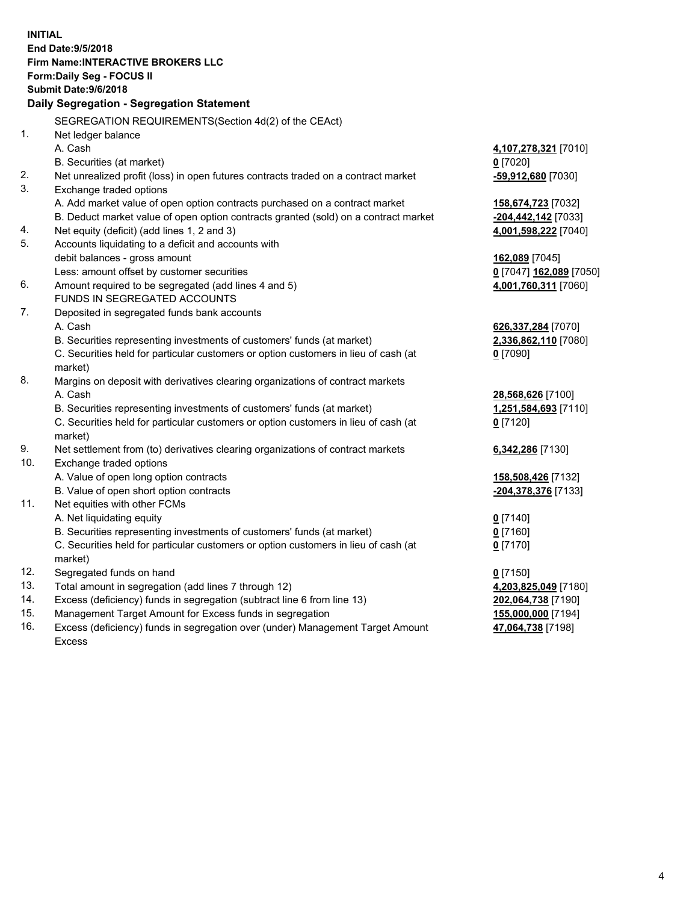**INITIAL**
**End Date:9/5/2018**
**Firm Name:INTERACTIVE BROKERS LLC**
**Form:Daily Seg - FOCUS II**
**Submit Date:9/6/2018**
**Daily Segregation - Segregation Statement**

SEGREGATION REQUIREMENTS(Section 4d(2) of the CEAct)

| | | |
|---|---|---|
| 1. | Net ledger balance | |
| | A. Cash | **4,107,278,321** [7010] |
| | B. Securities (at market) | **0** [7020] |
| 2. | Net unrealized profit (loss) in open futures contracts traded on a contract market | **-59,912,680** [7030] |
| 3. | Exchange traded options | |
| | A. Add market value of open option contracts purchased on a contract market | **158,674,723** [7032] |
| | B. Deduct market value of open option contracts granted (sold) on a contract market | **-204,442,142** [7033] |
| 4. | Net equity (deficit) (add lines 1, 2 and 3) | **4,001,598,222** [7040] |
| 5. | Accounts liquidating to a deficit and accounts with | |
| | debit balances - gross amount | **162,089** [7045] |
| | Less: amount offset by customer securities | **0** [7047] **162,089** [7050] |
| 6. | Amount required to be segregated (add lines 4 and 5) | **4,001,760,311** [7060] |
| | FUNDS IN SEGREGATED ACCOUNTS | |
| 7. | Deposited in segregated funds bank accounts | |
| | A. Cash | **626,337,284** [7070] |
| | B. Securities representing investments of customers' funds (at market) | **2,336,862,110** [7080] |
| | C. Securities held for particular customers or option customers in lieu of cash (at market) | **0** [7090] |
| 8. | Margins on deposit with derivatives clearing organizations of contract markets | |
| | A. Cash | **28,568,626** [7100] |
| | B. Securities representing investments of customers' funds (at market) | **1,251,584,693** [7110] |
| | C. Securities held for particular customers or option customers in lieu of cash (at market) | **0** [7120] |
| 9. | Net settlement from (to) derivatives clearing organizations of contract markets | **6,342,286** [7130] |
| 10. | Exchange traded options | |
| | A. Value of open long option contracts | **158,508,426** [7132] |
| | B. Value of open short option contracts | **-204,378,376** [7133] |
| 11. | Net equities with other FCMs | |
| | A. Net liquidating equity | **0** [7140] |
| | B. Securities representing investments of customers' funds (at market) | **0** [7160] |
| | C. Securities held for particular customers or option customers in lieu of cash (at market) | **0** [7170] |
| 12. | Segregated funds on hand | **0** [7150] |
| 13. | Total amount in segregation (add lines 7 through 12) | **4,203,825,049** [7180] |
| 14. | Excess (deficiency) funds in segregation (subtract line 6 from line 13) | **202,064,738** [7190] |
| 15. | Management Target Amount for Excess funds in segregation | **155,000,000** [7194] |
| 16. | Excess (deficiency) funds in segregation over (under) Management Target Amount Excess | **47,064,738** [7198] |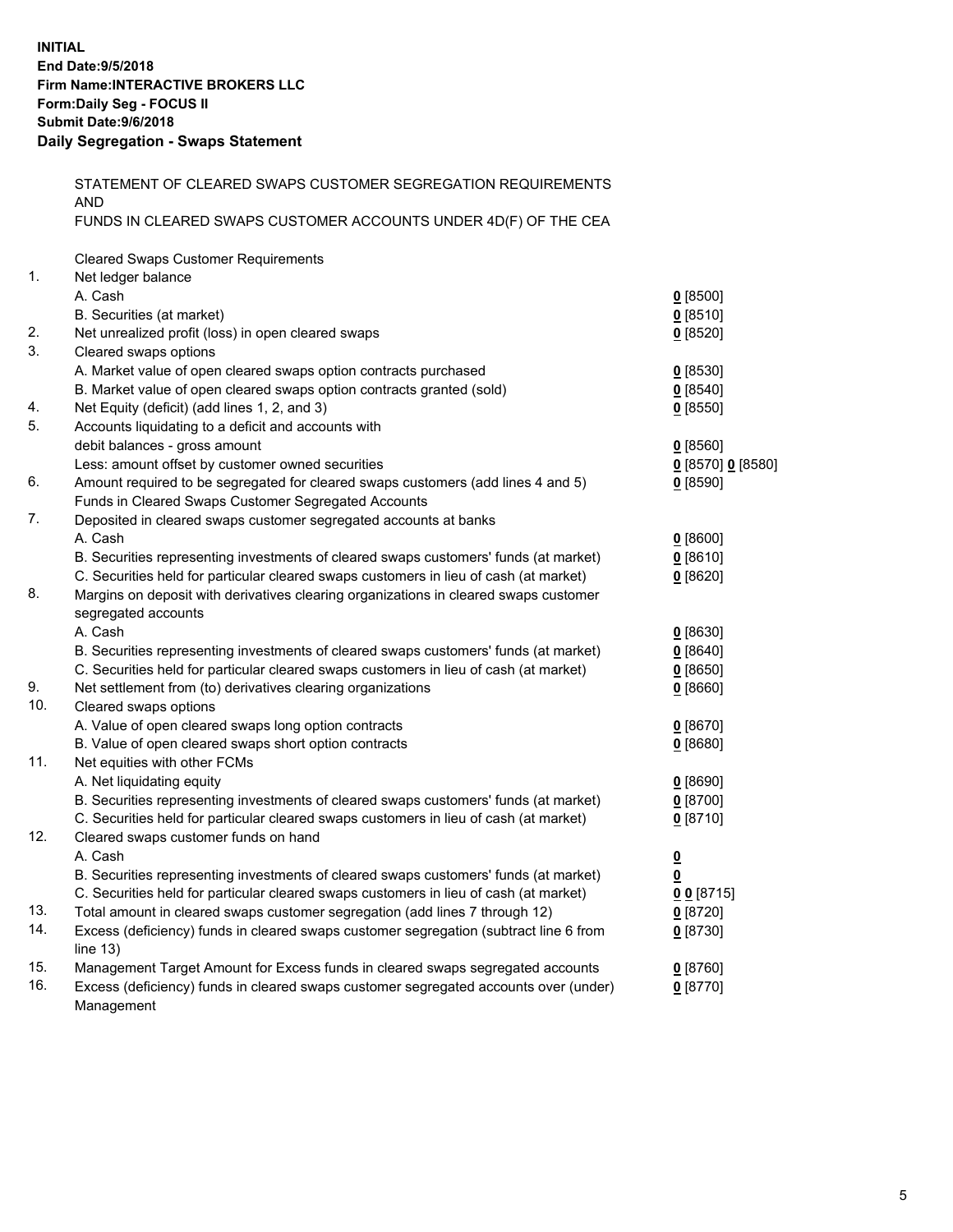**INITIAL**
**End Date:9/5/2018**
**Firm Name:INTERACTIVE BROKERS LLC**
**Form:Daily Seg - FOCUS II**
**Submit Date:9/6/2018**
**Daily Segregation - Swaps Statement**

STATEMENT OF CLEARED SWAPS CUSTOMER SEGREGATION REQUIREMENTS AND FUNDS IN CLEARED SWAPS CUSTOMER ACCOUNTS UNDER 4D(F) OF THE CEA

| | | |
|---|---|---|
| | Cleared Swaps Customer Requirements | |
| 1. | Net ledger balance | |
| | A. Cash | 0 [8500] |
| | B. Securities (at market) | 0 [8510] |
| 2. | Net unrealized profit (loss) in open cleared swaps | 0 [8520] |
| 3. | Cleared swaps options | |
| | A. Market value of open cleared swaps option contracts purchased | 0 [8530] |
| | B. Market value of open cleared swaps option contracts granted (sold) | 0 [8540] |
| 4. | Net Equity (deficit) (add lines 1, 2, and 3) | 0 [8550] |
| 5. | Accounts liquidating to a deficit and accounts with debit balances - gross amount | 0 [8560] |
| | Less: amount offset by customer owned securities | 0 [8570] 0 [8580] |
| 6. | Amount required to be segregated for cleared swaps customers (add lines 4 and 5) | 0 [8590] |
| | Funds in Cleared Swaps Customer Segregated Accounts | |
| 7. | Deposited in cleared swaps customer segregated accounts at banks | |
| | A. Cash | 0 [8600] |
| | B. Securities representing investments of cleared swaps customers' funds (at market) | 0 [8610] |
| | C. Securities held for particular cleared swaps customers in lieu of cash (at market) | 0 [8620] |
| 8. | Margins on deposit with derivatives clearing organizations in cleared swaps customer segregated accounts | |
| | A. Cash | 0 [8630] |
| | B. Securities representing investments of cleared swaps customers' funds (at market) | 0 [8640] |
| | C. Securities held for particular cleared swaps customers in lieu of cash (at market) | 0 [8650] |
| 9. | Net settlement from (to) derivatives clearing organizations | 0 [8660] |
| 10. | Cleared swaps options | |
| | A. Value of open cleared swaps long option contracts | 0 [8670] |
| | B. Value of open cleared swaps short option contracts | 0 [8680] |
| 11. | Net equities with other FCMs | |
| | A. Net liquidating equity | 0 [8690] |
| | B. Securities representing investments of cleared swaps customers' funds (at market) | 0 [8700] |
| | C. Securities held for particular cleared swaps customers in lieu of cash (at market) | 0 [8710] |
| 12. | Cleared swaps customer funds on hand | |
| | A. Cash | 0 |
| | B. Securities representing investments of cleared swaps customers' funds (at market) | 0 |
| | C. Securities held for particular cleared swaps customers in lieu of cash (at market) | 0 0 [8715] |
| 13. | Total amount in cleared swaps customer segregation (add lines 7 through 12) | 0 [8720] |
| 14. | Excess (deficiency) funds in cleared swaps customer segregation (subtract line 6 from line 13) | 0 [8730] |
| 15. | Management Target Amount for Excess funds in cleared swaps segregated accounts | 0 [8760] |
| 16. | Excess (deficiency) funds in cleared swaps customer segregated accounts over (under) Management | 0 [8770] |